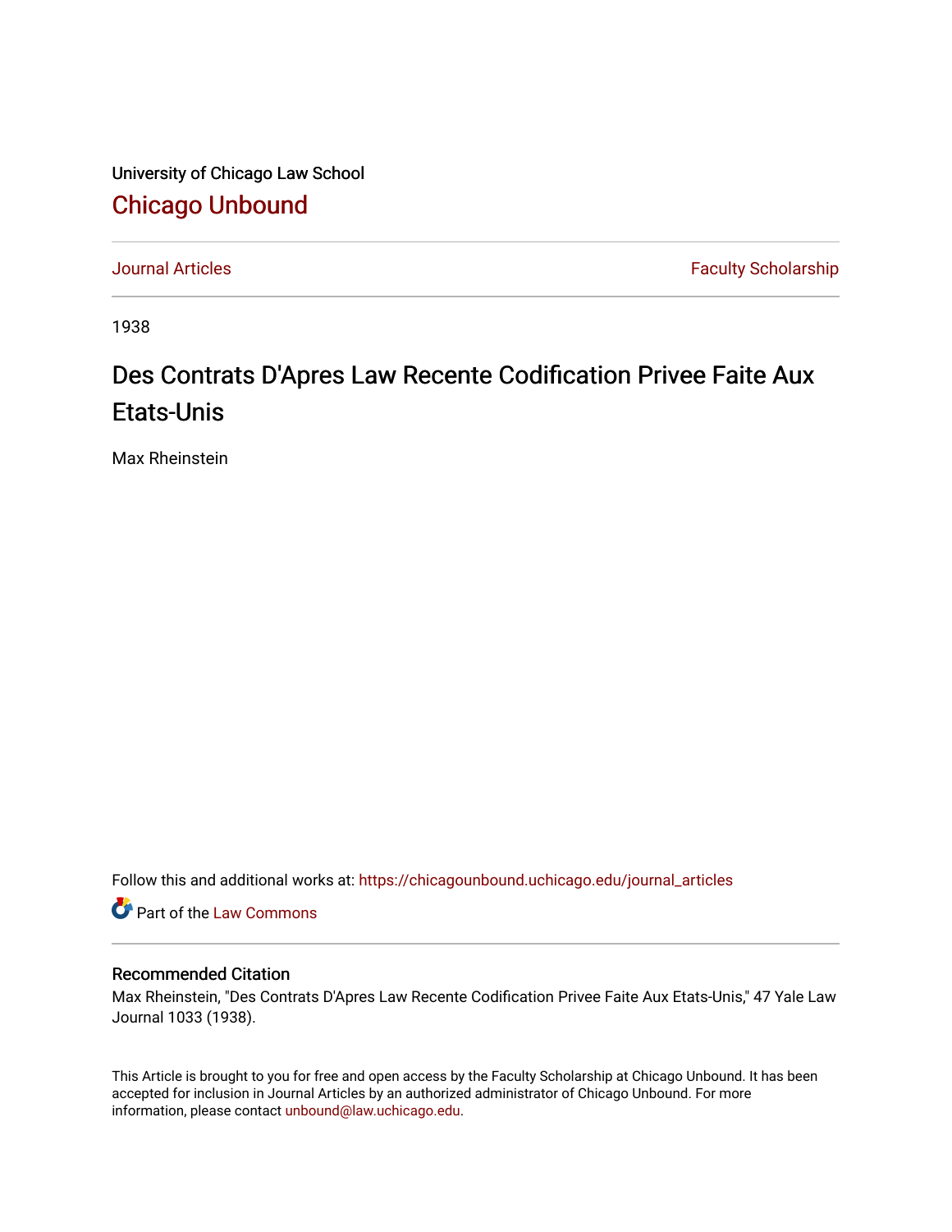University of Chicago Law School

## Chicago Unbound

Journal Articles | Faculty Scholarship

1938

# Des Contrats D'Apres Law Recente Codification Privee Faite Aux Etats-Unis

Max Rheinstein

Follow this and additional works at: https://chicagounbound.uchicago.edu/journal_articles

Part of the Law Commons

### Recommended Citation

Max Rheinstein, "Des Contrats D'Apres Law Recente Codification Privee Faite Aux Etats-Unis," 47 Yale Law Journal 1033 (1938).

This Article is brought to you for free and open access by the Faculty Scholarship at Chicago Unbound. It has been accepted for inclusion in Journal Articles by an authorized administrator of Chicago Unbound. For more information, please contact unbound@law.uchicago.edu.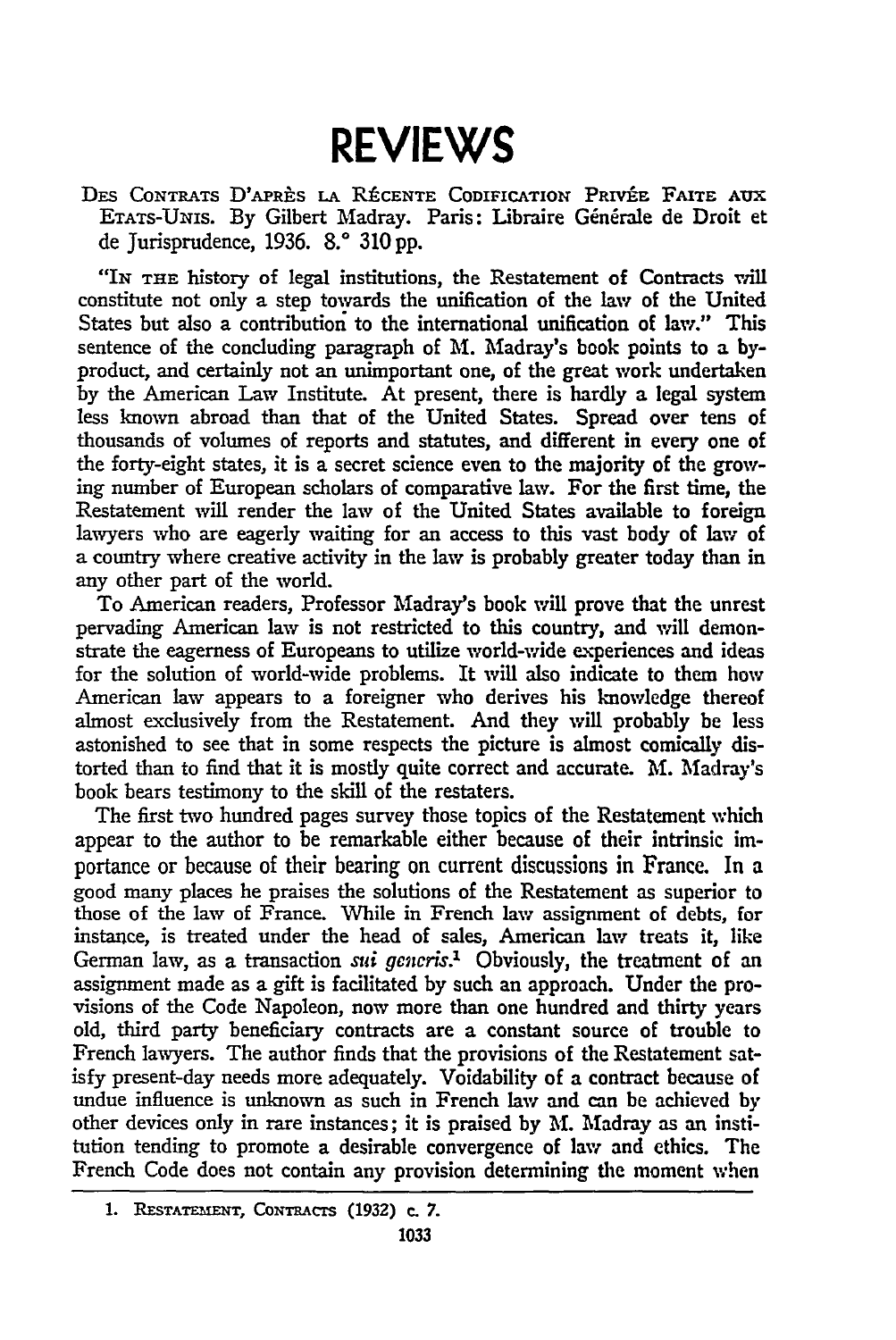# REVIEWS

DES CONTRATS D'APRÈS LA RÉCENTE CODIFICATION PRIVÉE FAITE AUX ETATS-UNIS. By Gilbert Madray. Paris: Libraire Générale de Droit et de Jurisprudence, 1936. 8.° 310 pp.

"IN THE history of legal institutions, the Restatement of Contracts will constitute not only a step towards the unification of the law of the United States but also a contribution to the international unification of law." This sentence of the concluding paragraph of M. Madray's book points to a by-product, and certainly not an unimportant one, of the great work undertaken by the American Law Institute. At present, there is hardly a legal system less known abroad than that of the United States. Spread over tens of thousands of volumes of reports and statutes, and different in every one of the forty-eight states, it is a secret science even to the majority of the growing number of European scholars of comparative law. For the first time, the Restatement will render the law of the United States available to foreign lawyers who are eagerly waiting for an access to this vast body of law of a country where creative activity in the law is probably greater today than in any other part of the world.

To American readers, Professor Madray's book will prove that the unrest pervading American law is not restricted to this country, and will demonstrate the eagerness of Europeans to utilize world-wide experiences and ideas for the solution of world-wide problems. It will also indicate to them how American law appears to a foreigner who derives his knowledge thereof almost exclusively from the Restatement. And they will probably be less astonished to see that in some respects the picture is almost comically distorted than to find that it is mostly quite correct and accurate. M. Madray's book bears testimony to the skill of the restaters.

The first two hundred pages survey those topics of the Restatement which appear to the author to be remarkable either because of their intrinsic importance or because of their bearing on current discussions in France. In a good many places he praises the solutions of the Restatement as superior to those of the law of France. While in French law assignment of debts, for instance, is treated under the head of sales, American law treats it, like German law, as a transaction *sui generis*.[1] Obviously, the treatment of an assignment made as a gift is facilitated by such an approach. Under the provisions of the Code Napoleon, now more than one hundred and thirty years old, third party beneficiary contracts are a constant source of trouble to French lawyers. The author finds that the provisions of the Restatement satisfy present-day needs more adequately. Voidability of a contract because of undue influence is unknown as such in French law and can be achieved by other devices only in rare instances; it is praised by M. Madray as an institution tending to promote a desirable convergence of law and ethics. The French Code does not contain any provision determining the moment when

1. RESTATEMENT, CONTRACTS (1932) c. 7.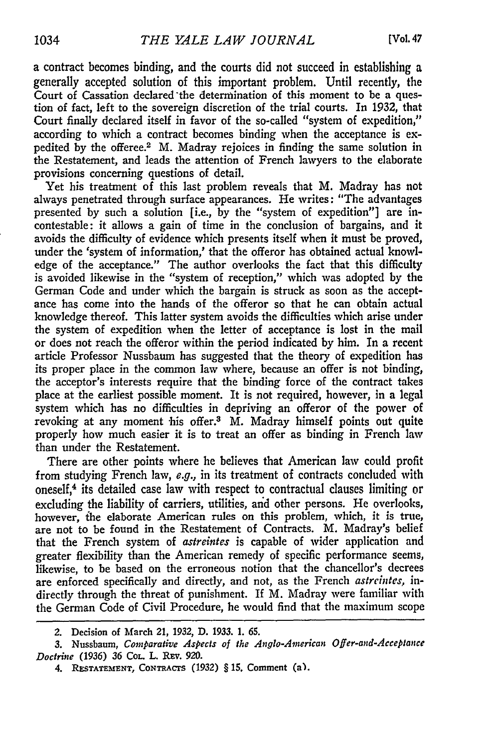a contract becomes binding, and the courts did not succeed in establishing a generally accepted solution of this important problem. Until recently, the Court of Cassation declared the determination of this moment to be a question of fact, left to the sovereign discretion of the trial courts. In 1932, that Court finally declared itself in favor of the so-called "system of expedition," according to which a contract becomes binding when the acceptance is expedited by the offeree.[2] M. Madray rejoices in finding the same solution in the Restatement, and leads the attention of French lawyers to the elaborate provisions concerning questions of detail.

Yet his treatment of this last problem reveals that M. Madray has not always penetrated through surface appearances. He writes: "The advantages presented by such a solution [i.e., by the "system of expedition"] are incontestable: it allows a gain of time in the conclusion of bargains, and it avoids the difficulty of evidence which presents itself when it must be proved, under the 'system of information,' that the offeror has obtained actual knowledge of the acceptance." The author overlooks the fact that this difficulty is avoided likewise in the "system of reception," which was adopted by the German Code and under which the bargain is struck as soon as the acceptance has come into the hands of the offeror so that he can obtain actual knowledge thereof. This latter system avoids the difficulties which arise under the system of expedition when the letter of acceptance is lost in the mail or does not reach the offeror within the period indicated by him. In a recent article Professor Nussbaum has suggested that the theory of expedition has its proper place in the common law where, because an offer is not binding, the acceptor's interests require that the binding force of the contract takes place at the earliest possible moment. It is not required, however, in a legal system which has no difficulties in depriving an offeror of the power of revoking at any moment his offer.[3] M. Madray himself points out quite properly how much easier it is to treat an offer as binding in French law than under the Restatement.

There are other points where he believes that American law could profit from studying French law, *e.g.*, in its treatment of contracts concluded with oneself,[4] its detailed case law with respect to contractual clauses limiting or excluding the liability of carriers, utilities, and other persons. He overlooks, however, the elaborate American rules on this problem, which, it is true, are not to be found in the Restatement of Contracts. M. Madray's belief that the French system of *astreintes* is capable of wider application and greater flexibility than the American remedy of specific performance seems, likewise, to be based on the erroneous notion that the chancellor's decrees are enforced specifically and directly, and not, as the French *astreintes*, indirectly through the threat of punishment. If M. Madray were familiar with the German Code of Civil Procedure, he would find that the maximum scope

2. Decision of March 21, 1932, D. 1933. 1. 65.

3. Nussbaum, *Comparative Aspects of the Anglo-American Offer-and-Acceptance Doctrine* (1936) 36 Col. L. Rev. 920.

4. Restatement, Contracts (1932) § 15, Comment (a).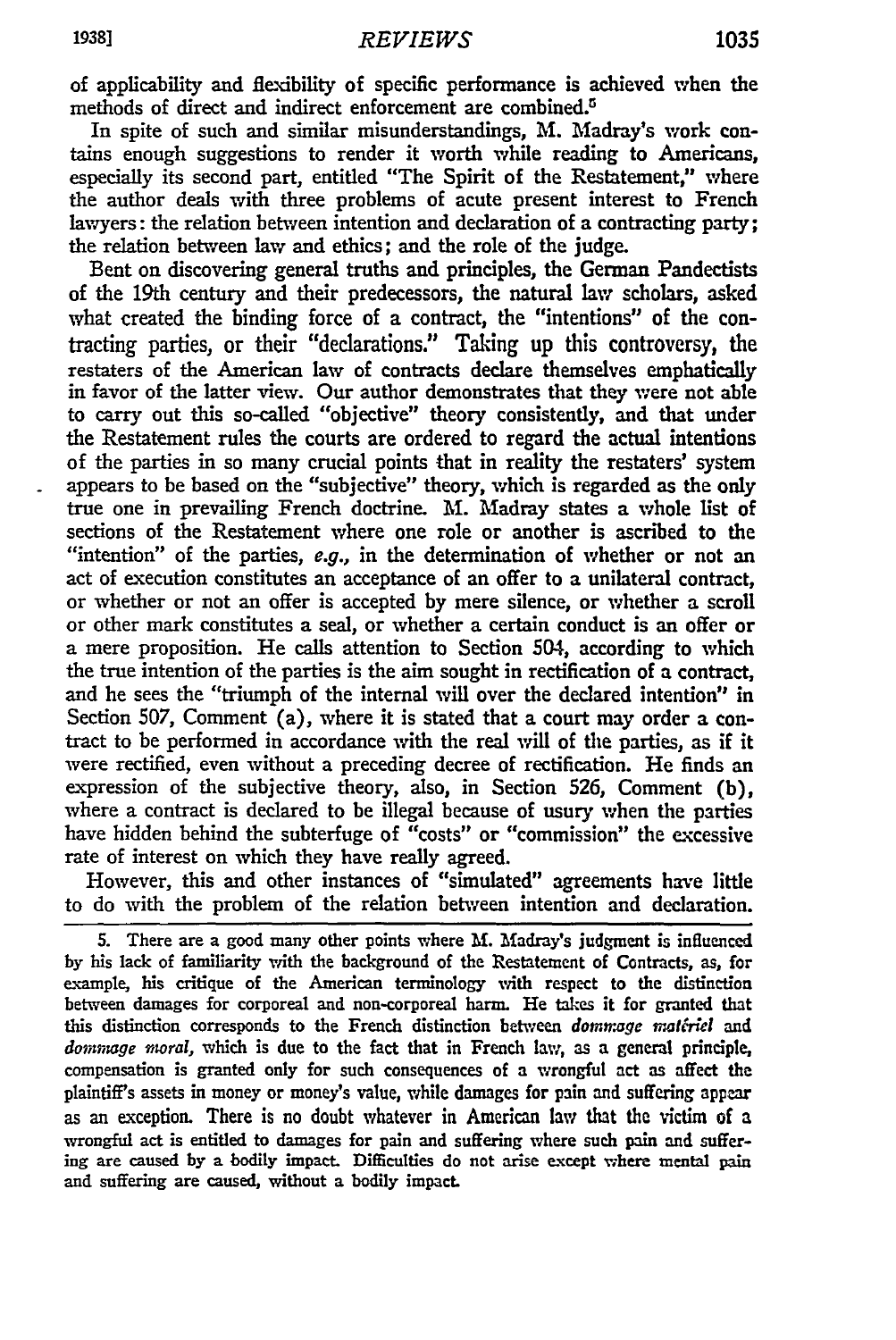of applicability and flexibility of specific performance is achieved when the methods of direct and indirect enforcement are combined.[5]

In spite of such and similar misunderstandings, M. Madray's work contains enough suggestions to render it worth while reading to Americans, especially its second part, entitled "The Spirit of the Restatement," where the author deals with three problems of acute present interest to French lawyers: the relation between intention and declaration of a contracting party; the relation between law and ethics; and the role of the judge.

Bent on discovering general truths and principles, the German Pandectists of the 19th century and their predecessors, the natural law scholars, asked what created the binding force of a contract, the "intentions" of the contracting parties, or their "declarations." Taking up this controversy, the restaters of the American law of contracts declare themselves emphatically in favor of the latter view. Our author demonstrates that they were not able to carry out this so-called "objective" theory consistently, and that under the Restatement rules the courts are ordered to regard the actual intentions of the parties in so many crucial points that in reality the restaters' system appears to be based on the "subjective" theory, which is regarded as the only true one in prevailing French doctrine. M. Madray states a whole list of sections of the Restatement where one role or another is ascribed to the "intention" of the parties, *e.g.*, in the determination of whether or not an act of execution constitutes an acceptance of an offer to a unilateral contract, or whether or not an offer is accepted by mere silence, or whether a scroll or other mark constitutes a seal, or whether a certain conduct is an offer or a mere proposition. He calls attention to Section 504, according to which the true intention of the parties is the aim sought in rectification of a contract, and he sees the "triumph of the internal will over the declared intention" in Section 507, Comment (a), where it is stated that a court may order a contract to be performed in accordance with the real will of the parties, as if it were rectified, even without a preceding decree of rectification. He finds an expression of the subjective theory, also, in Section 526, Comment (b), where a contract is declared to be illegal because of usury when the parties have hidden behind the subterfuge of "costs" or "commission" the excessive rate of interest on which they have really agreed.

However, this and other instances of "simulated" agreements have little to do with the problem of the relation between intention and declaration.

5. There are a good many other points where M. Madray's judgment is influenced by his lack of familiarity with the background of the Restatement of Contracts, as, for example, his critique of the American terminology with respect to the distinction between damages for corporeal and non-corporeal harm. He takes it for granted that this distinction corresponds to the French distinction between *dommage matériel* and *dommage moral*, which is due to the fact that in French law, as a general principle, compensation is granted only for such consequences of a wrongful act as affect the plaintiff's assets in money or money's value, while damages for pain and suffering appear as an exception. There is no doubt whatever in American law that the victim of a wrongful act is entitled to damages for pain and suffering where such pain and suffering are caused by a bodily impact. Difficulties do not arise except where mental pain and suffering are caused, without a bodily impact.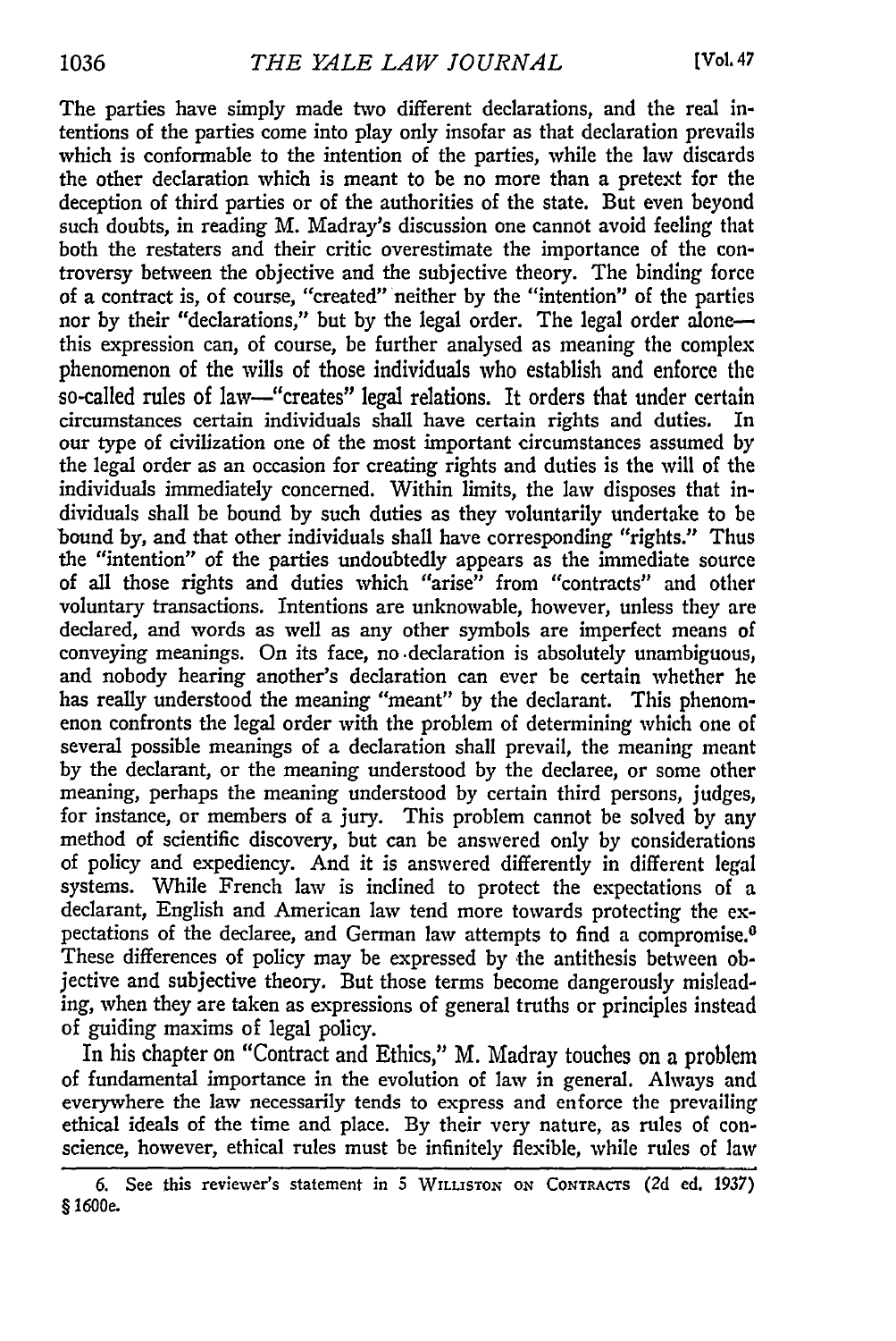The parties have simply made two different declarations, and the real intentions of the parties come into play only insofar as that declaration prevails which is conformable to the intention of the parties, while the law discards the other declaration which is meant to be no more than a pretext for the deception of third parties or of the authorities of the state. But even beyond such doubts, in reading M. Madray's discussion one cannot avoid feeling that both the restaters and their critic overestimate the importance of the controversy between the objective and the subjective theory. The binding force of a contract is, of course, "created" neither by the "intention" of the parties nor by their "declarations," but by the legal order. The legal order alone—this expression can, of course, be further analysed as meaning the complex phenomenon of the wills of those individuals who establish and enforce the so-called rules of law—"creates" legal relations. It orders that under certain circumstances certain individuals shall have certain rights and duties. In our type of civilization one of the most important circumstances assumed by the legal order as an occasion for creating rights and duties is the will of the individuals immediately concerned. Within limits, the law disposes that individuals shall be bound by such duties as they voluntarily undertake to be bound by, and that other individuals shall have corresponding "rights." Thus the "intention" of the parties undoubtedly appears as the immediate source of all those rights and duties which "arise" from "contracts" and other voluntary transactions. Intentions are unknowable, however, unless they are declared, and words as well as any other symbols are imperfect means of conveying meanings. On its face, no declaration is absolutely unambiguous, and nobody hearing another's declaration can ever be certain whether he has really understood the meaning "meant" by the declarant. This phenomenon confronts the legal order with the problem of determining which one of several possible meanings of a declaration shall prevail, the meaning meant by the declarant, or the meaning understood by the declaree, or some other meaning, perhaps the meaning understood by certain third persons, judges, for instance, or members of a jury. This problem cannot be solved by any method of scientific discovery, but can be answered only by considerations of policy and expediency. And it is answered differently in different legal systems. While French law is inclined to protect the expectations of a declarant, English and American law tend more towards protecting the expectations of the declaree, and German law attempts to find a compromise.[6] These differences of policy may be expressed by the antithesis between objective and subjective theory. But those terms become dangerously misleading, when they are taken as expressions of general truths or principles instead of guiding maxims of legal policy.

In his chapter on "Contract and Ethics," M. Madray touches on a problem of fundamental importance in the evolution of law in general. Always and everywhere the law necessarily tends to express and enforce the prevailing ethical ideals of the time and place. By their very nature, as rules of conscience, however, ethical rules must be infinitely flexible, while rules of law

6. See this reviewer's statement in 5 WILLISTON ON CONTRACTS (2d ed. 1937) § 1600e.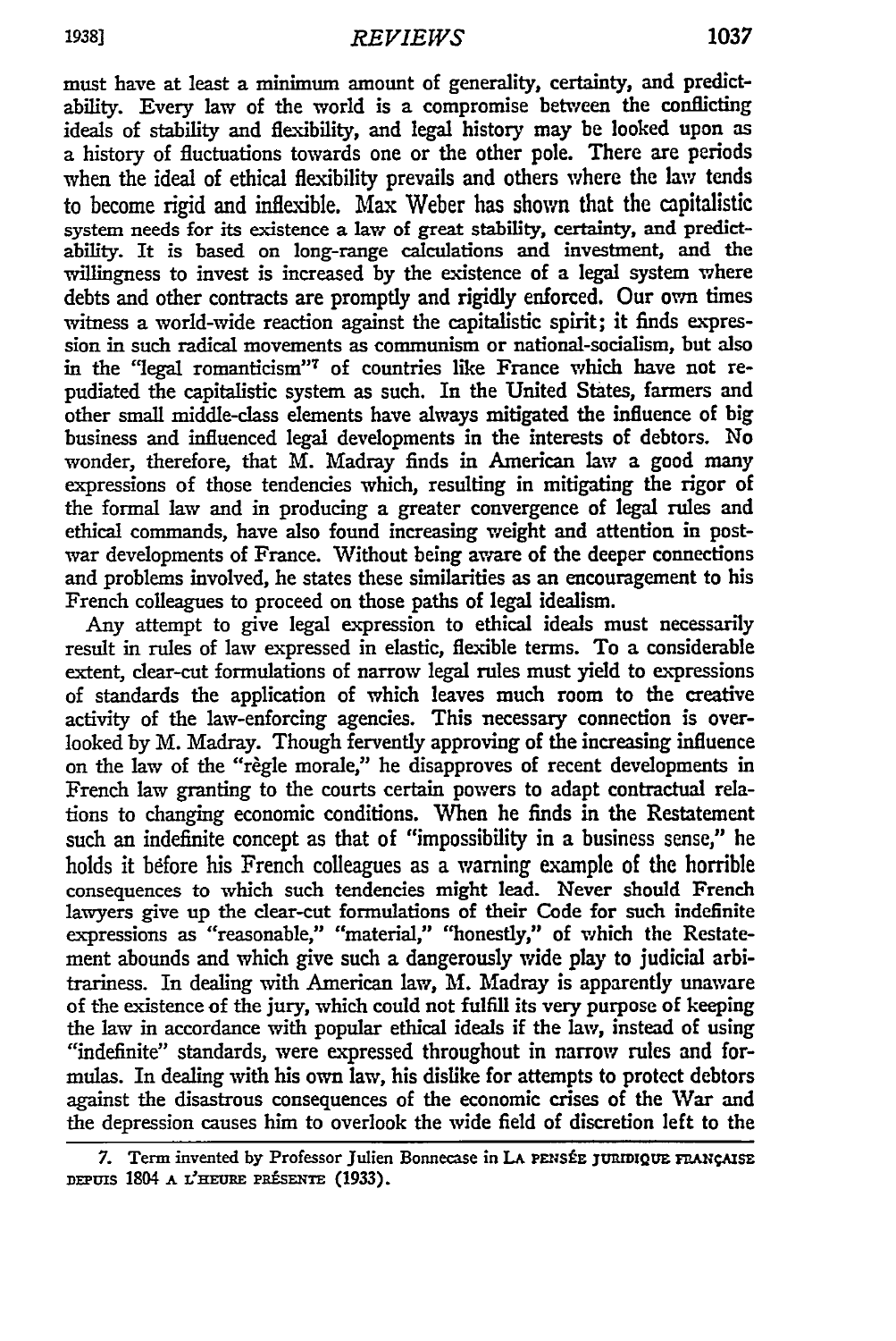must have at least a minimum amount of generality, certainty, and predictability. Every law of the world is a compromise between the conflicting ideals of stability and flexibility, and legal history may be looked upon as a history of fluctuations towards one or the other pole. There are periods when the ideal of ethical flexibility prevails and others where the law tends to become rigid and inflexible. Max Weber has shown that the capitalistic system needs for its existence a law of great stability, certainty, and predictability. It is based on long-range calculations and investment, and the willingness to invest is increased by the existence of a legal system where debts and other contracts are promptly and rigidly enforced. Our own times witness a world-wide reaction against the capitalistic spirit; it finds expression in such radical movements as communism or national-socialism, but also in the "legal romanticism"[7] of countries like France which have not repudiated the capitalistic system as such. In the United States, farmers and other small middle-class elements have always mitigated the influence of big business and influenced legal developments in the interests of debtors. No wonder, therefore, that M. Madray finds in American law a good many expressions of those tendencies which, resulting in mitigating the rigor of the formal law and in producing a greater convergence of legal rules and ethical commands, have also found increasing weight and attention in post-war developments of France. Without being aware of the deeper connections and problems involved, he states these similarities as an encouragement to his French colleagues to proceed on those paths of legal idealism.

Any attempt to give legal expression to ethical ideals must necessarily result in rules of law expressed in elastic, flexible terms. To a considerable extent, clear-cut formulations of narrow legal rules must yield to expressions of standards the application of which leaves much room to the creative activity of the law-enforcing agencies. This necessary connection is overlooked by M. Madray. Though fervently approving of the increasing influence on the law of the "règle morale," he disapproves of recent developments in French law granting to the courts certain powers to adapt contractual relations to changing economic conditions. When he finds in the Restatement such an indefinite concept as that of "impossibility in a business sense," he holds it before his French colleagues as a warning example of the horrible consequences to which such tendencies might lead. Never should French lawyers give up the clear-cut formulations of their Code for such indefinite expressions as "reasonable," "material," "honestly," of which the Restatement abounds and which give such a dangerously wide play to judicial arbitrariness. In dealing with American law, M. Madray is apparently unaware of the existence of the jury, which could not fulfill its very purpose of keeping the law in accordance with popular ethical ideals if the law, instead of using "indefinite" standards, were expressed throughout in narrow rules and formulas. In dealing with his own law, his dislike for attempts to protect debtors against the disastrous consequences of the economic crises of the War and the depression causes him to overlook the wide field of discretion left to the

7. Term invented by Professor Julien Bonnecase in LA PENSÉE JURIDIQUE FRANÇAISE DEPUIS 1804 A L'HEURE PRÉSENTE (1933).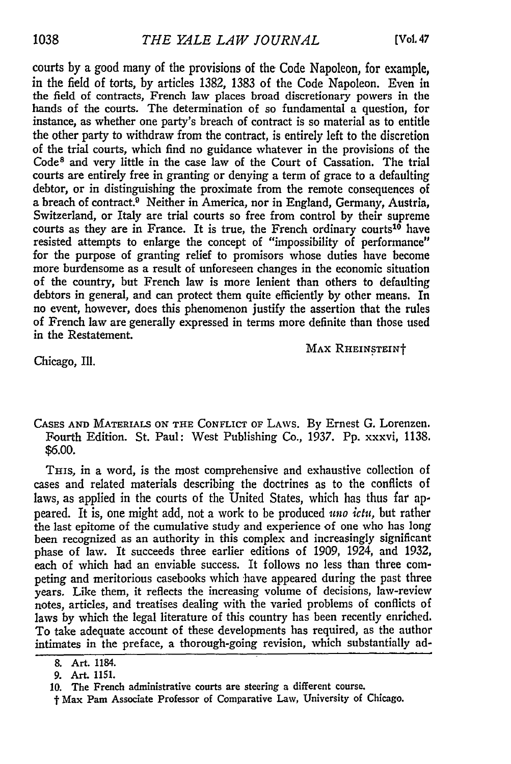courts by a good many of the provisions of the Code Napoleon, for example, in the field of torts, by articles 1382, 1383 of the Code Napoleon. Even in the field of contracts, French law places broad discretionary powers in the hands of the courts. The determination of so fundamental a question, for instance, as whether one party's breach of contract is so material as to entitle the other party to withdraw from the contract, is entirely left to the discretion of the trial courts, which find no guidance whatever in the provisions of the Code[8] and very little in the case law of the Court of Cassation. The trial courts are entirely free in granting or denying a term of grace to a defaulting debtor, or in distinguishing the proximate from the remote consequences of a breach of contract.[9] Neither in America, nor in England, Germany, Austria, Switzerland, or Italy are trial courts so free from control by their supreme courts as they are in France. It is true, the French ordinary courts[10] have resisted attempts to enlarge the concept of "impossibility of performance" for the purpose of granting relief to promisors whose duties have become more burdensome as a result of unforeseen changes in the economic situation of the country, but French law is more lenient than others to defaulting debtors in general, and can protect them quite efficiently by other means. In no event, however, does this phenomenon justify the assertion that the rules of French law are generally expressed in terms more definite than those used in the Restatement.

MAX RHEINSTEIN†

Chicago, Ill.

CASES AND MATERIALS ON THE CONFLICT OF LAWS. By Ernest G. Lorenzen. Fourth Edition. St. Paul: West Publishing Co., 1937. Pp. xxxvi, 1138. $6.00.

THIS, in a word, is the most comprehensive and exhaustive collection of cases and related materials describing the doctrines as to the conflicts of laws, as applied in the courts of the United States, which has thus far appeared. It is, one might add, not a work to be produced *uno ictu*, but rather the last epitome of the cumulative study and experience of one who has long been recognized as an authority in this complex and increasingly significant phase of law. It succeeds three earlier editions of 1909, 1924, and 1932, each of which had an enviable success. It follows no less than three competing and meritorious casebooks which have appeared during the past three years. Like them, it reflects the increasing volume of decisions, law-review notes, articles, and treatises dealing with the varied problems of conflicts of laws by which the legal literature of this country has been recently enriched. To take adequate account of these developments has required, as the author intimates in the preface, a thorough-going revision, which substantially ad-

8. Art. 1184.

9. Art. 1151.

10. The French administrative courts are steering a different course.

† Max Pam Associate Professor of Comparative Law, University of Chicago.